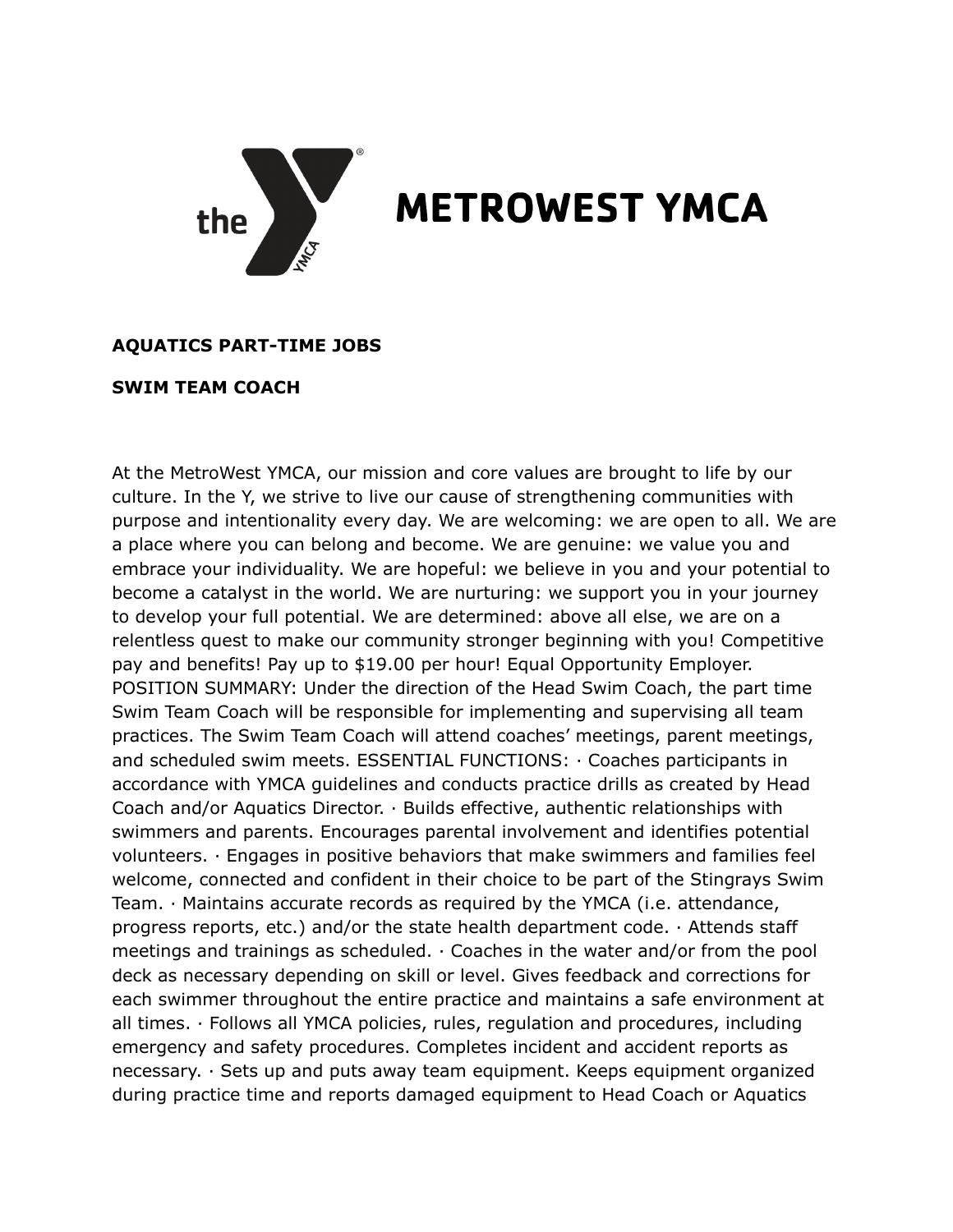# METROWEST YMCA

**AQUATICS PART-TIME JOBS**

**SWIM TEAM COACH**

At the MetroWest YMCA, our mission and core values are brought to life by our culture. In the Y, we strive to live our cause of strengthening communities with purpose and intentionality every day. We are welcoming: we are open to all. We are a place where you can belong and become. We are genuine: we value you and embrace your individuality. We are hopeful: we believe in you and your potential to become a catalyst in the world. We are nurturing: we support you in your journey to develop your full potential. We are determined: above all else, we are on a relentless quest to make our community stronger beginning with you! Competitive pay and benefits! Pay up to $19.00 per hour! Equal Opportunity Employer. POSITION SUMMARY: Under the direction of the Head Swim Coach, the part time Swim Team Coach will be responsible for implementing and supervising all team practices. The Swim Team Coach will attend coaches' meetings, parent meetings, and scheduled swim meets. ESSENTIAL FUNCTIONS: · Coaches participants in accordance with YMCA guidelines and conducts practice drills as created by Head Coach and/or Aquatics Director. · Builds effective, authentic relationships with swimmers and parents. Encourages parental involvement and identifies potential volunteers. · Engages in positive behaviors that make swimmers and families feel welcome, connected and confident in their choice to be part of the Stingrays Swim Team. · Maintains accurate records as required by the YMCA (i.e. attendance, progress reports, etc.) and/or the state health department code. · Attends staff meetings and trainings as scheduled. · Coaches in the water and/or from the pool deck as necessary depending on skill or level. Gives feedback and corrections for each swimmer throughout the entire practice and maintains a safe environment at all times. · Follows all YMCA policies, rules, regulation and procedures, including emergency and safety procedures. Completes incident and accident reports as necessary. · Sets up and puts away team equipment. Keeps equipment organized during practice time and reports damaged equipment to Head Coach or Aquatics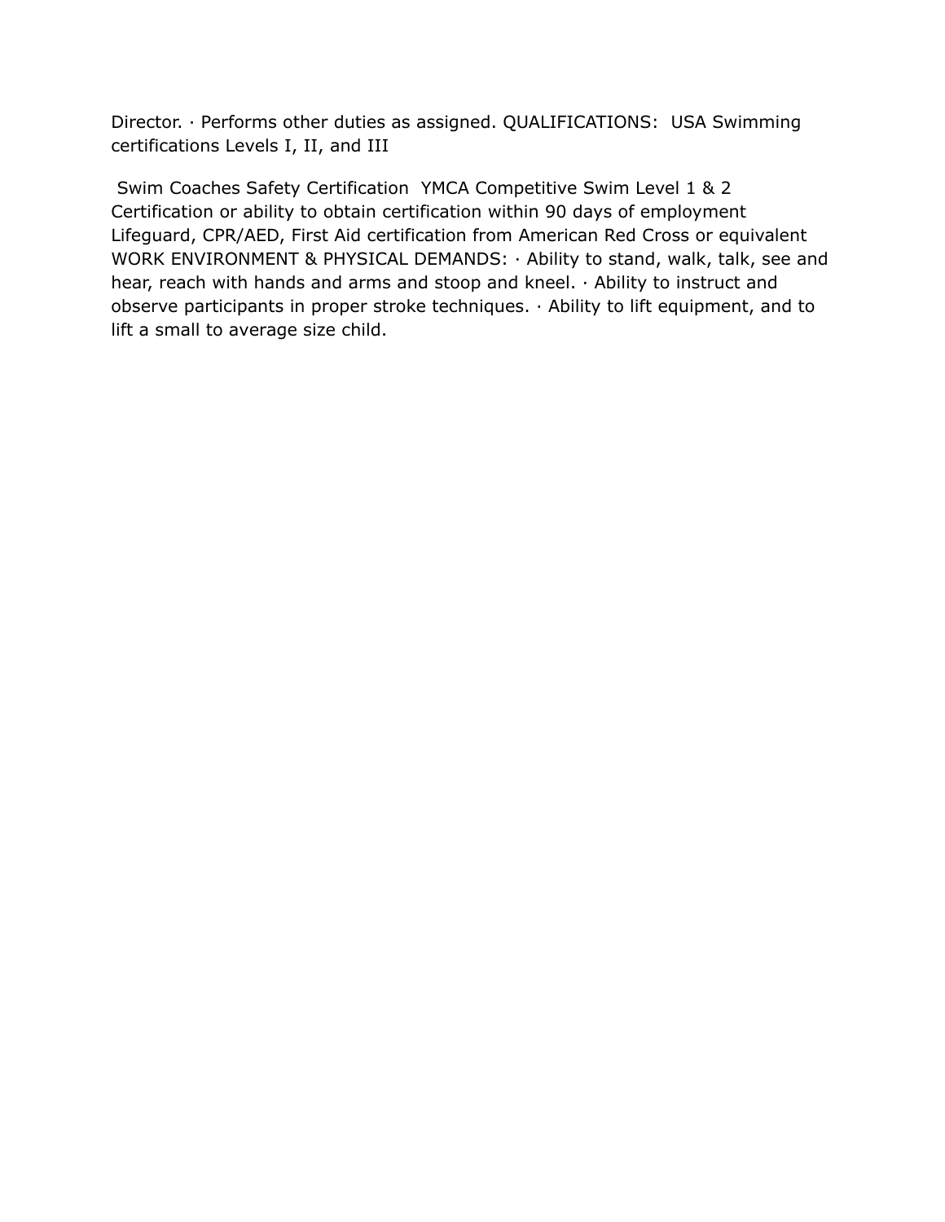Director. · Performs other duties as assigned. QUALIFICATIONS:  USA Swimming certifications Levels I, II, and III

 Swim Coaches Safety Certification  YMCA Competitive Swim Level 1 & 2 Certification or ability to obtain certification within 90 days of employment Lifeguard, CPR/AED, First Aid certification from American Red Cross or equivalent WORK ENVIRONMENT & PHYSICAL DEMANDS: · Ability to stand, walk, talk, see and hear, reach with hands and arms and stoop and kneel. · Ability to instruct and observe participants in proper stroke techniques. · Ability to lift equipment, and to lift a small to average size child.